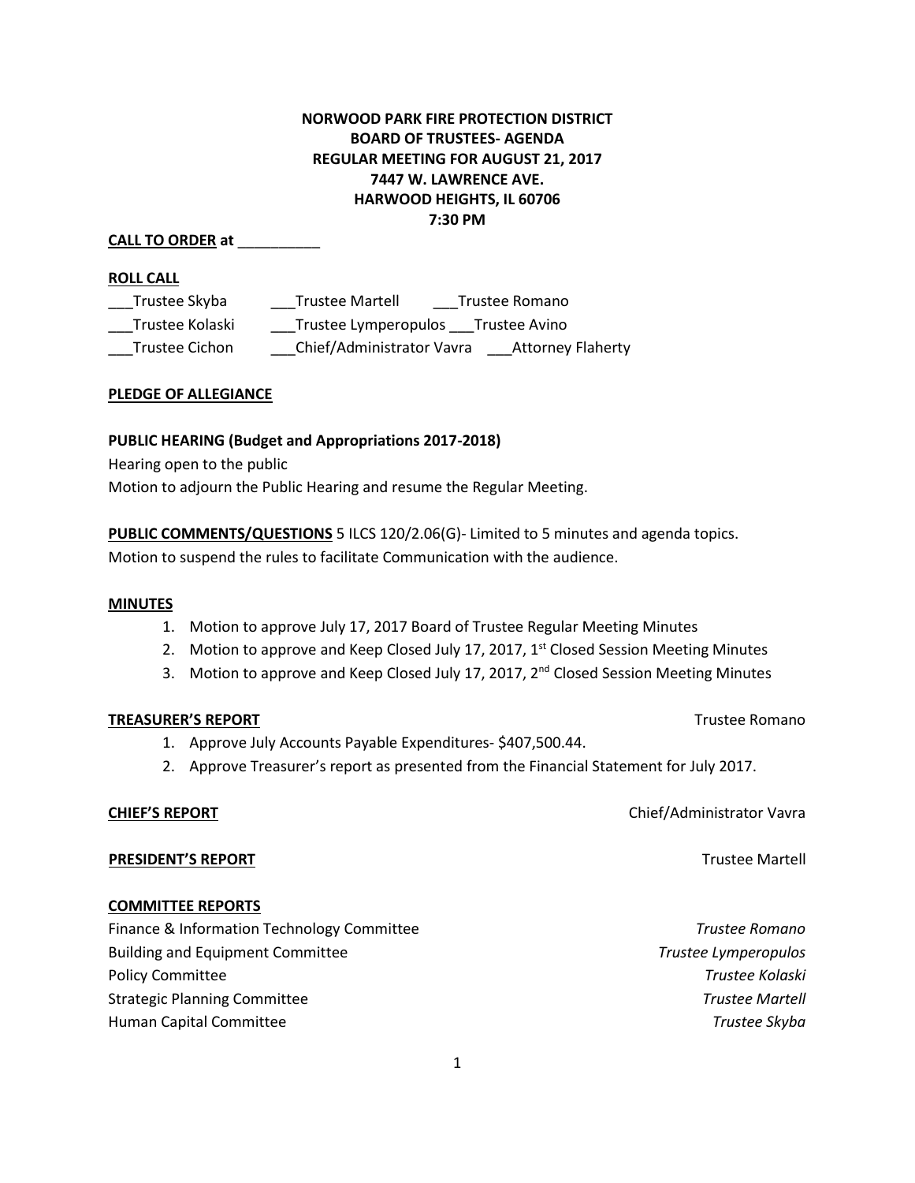**NORWOOD PARK FIRE PROTECTION DISTRICT**
**BOARD OF TRUSTEES- AGENDA**
**REGULAR MEETING FOR AUGUST 21, 2017**
**7447 W. LAWRENCE AVE.**
**HARWOOD HEIGHTS, IL 60706**
**7:30 PM**

**CALL TO ORDER at** __________

**ROLL CALL**

___Trustee Skyba ___Trustee Martell ___Trustee Romano
___Trustee Kolaski ___Trustee Lymperopulos ___Trustee Avino
___Trustee Cichon ___Chief/Administrator Vavra ___Attorney Flaherty

**PLEDGE OF ALLEGIANCE**

**PUBLIC HEARING (Budget and Appropriations 2017-2018)**

Hearing open to the public
Motion to adjourn the Public Hearing and resume the Regular Meeting.

**PUBLIC COMMENTS/QUESTIONS** 5 ILCS 120/2.06(G)- Limited to 5 minutes and agenda topics.
Motion to suspend the rules to facilitate Communication with the audience.

**MINUTES**

1. Motion to approve July 17, 2017 Board of Trustee Regular Meeting Minutes
2. Motion to approve and Keep Closed July 17, 2017, 1st Closed Session Meeting Minutes
3. Motion to approve and Keep Closed July 17, 2017, 2nd Closed Session Meeting Minutes

**TREASURER'S REPORT** Trustee Romano

1. Approve July Accounts Payable Expenditures- $407,500.44.
2. Approve Treasurer's report as presented from the Financial Statement for July 2017.

**CHIEF'S REPORT** Chief/Administrator Vavra

**PRESIDENT'S REPORT** Trustee Martell

**COMMITTEE REPORTS**

Finance & Information Technology Committee *Trustee Romano*
Building and Equipment Committee *Trustee Lymperopulos*
Policy Committee *Trustee Kolaski*
Strategic Planning Committee *Trustee Martell*
Human Capital Committee *Trustee Skyba*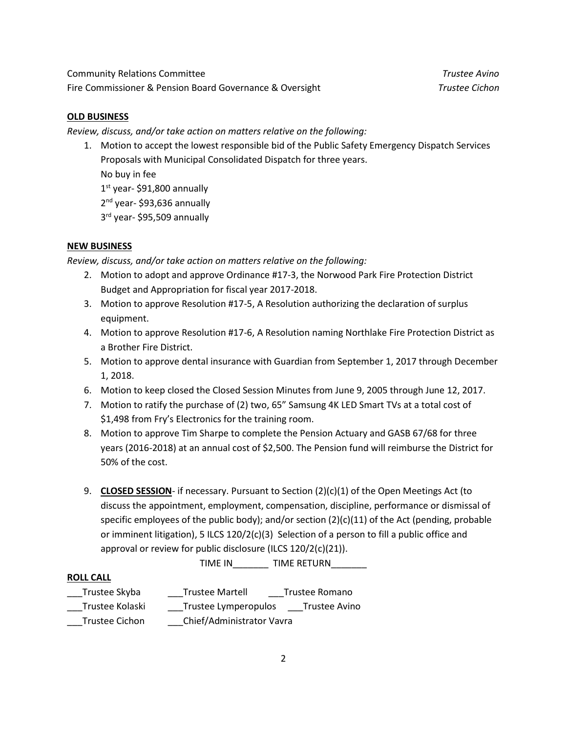Community Relations Committee *Trustee Avino*
Fire Commissioner & Pension Board Governance & Oversight *Trustee Cichon*

**OLD BUSINESS**

*Review, discuss, and/or take action on matters relative on the following:*

1. Motion to accept the lowest responsible bid of the Public Safety Emergency Dispatch Services Proposals with Municipal Consolidated Dispatch for three years.
   No buy in fee
   1st year- $91,800 annually
   2nd year- $93,636 annually
   3rd year- $95,509 annually

**NEW BUSINESS**

*Review, discuss, and/or take action on matters relative on the following:*

2. Motion to adopt and approve Ordinance #17-3, the Norwood Park Fire Protection District Budget and Appropriation for fiscal year 2017-2018.
3. Motion to approve Resolution #17-5, A Resolution authorizing the declaration of surplus equipment.
4. Motion to approve Resolution #17-6, A Resolution naming Northlake Fire Protection District as a Brother Fire District.
5. Motion to approve dental insurance with Guardian from September 1, 2017 through December 1, 2018.
6. Motion to keep closed the Closed Session Minutes from June 9, 2005 through June 12, 2017.
7. Motion to ratify the purchase of (2) two, 65" Samsung 4K LED Smart TVs at a total cost of $1,498 from Fry's Electronics for the training room.
8. Motion to approve Tim Sharpe to complete the Pension Actuary and GASB 67/68 for three years (2016-2018) at an annual cost of $2,500. The Pension fund will reimburse the District for 50% of the cost.

9. **CLOSED SESSION**- if necessary. Pursuant to Section (2)(c)(1) of the Open Meetings Act (to discuss the appointment, employment, compensation, discipline, performance or dismissal of specific employees of the public body); and/or section (2)(c)(11) of the Act (pending, probable or imminent litigation), 5 ILCS 120/2(c)(3) Selection of a person to fill a public office and approval or review for public disclosure (ILCS 120/2(c)(21)).

TIME IN_______ TIME RETURN_______

**ROLL CALL**

___Trustee Skyba ___Trustee Martell ___Trustee Romano
___Trustee Kolaski ___Trustee Lymperopulos ___Trustee Avino
___Trustee Cichon ___Chief/Administrator Vavra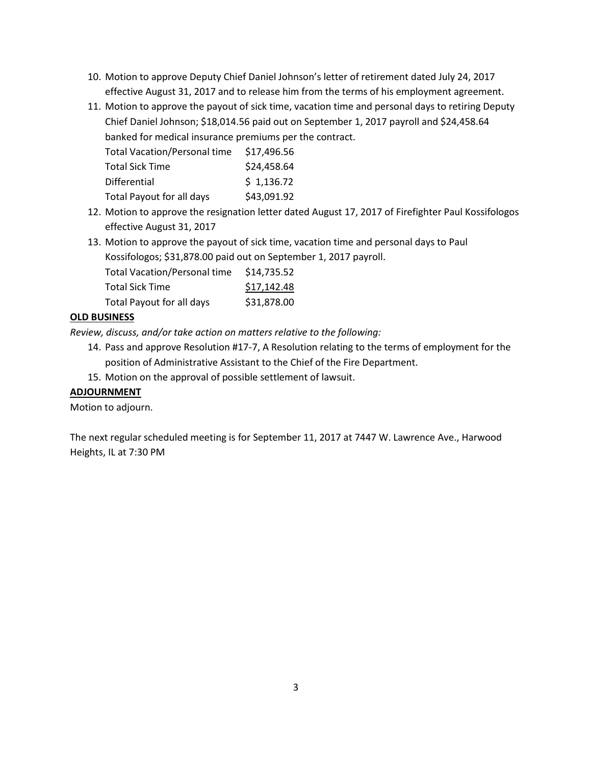10. Motion to approve Deputy Chief Daniel Johnson's letter of retirement dated July 24, 2017 effective August 31, 2017 and to release him from the terms of his employment agreement.
11. Motion to approve the payout of sick time, vacation time and personal days to retiring Deputy Chief Daniel Johnson; $18,014.56 paid out on September 1, 2017 payroll and $24,458.64 banked for medical insurance premiums per the contract.

| | |
|---|---|
| Total Vacation/Personal time | $17,496.56 |
| Total Sick Time | $24,458.64 |
| Differential | $ 1,136.72 |
| Total Payout for all days | $43,091.92 |

12. Motion to approve the resignation letter dated August 17, 2017 of Firefighter Paul Kossifologos effective August 31, 2017
13. Motion to approve the payout of sick time, vacation time and personal days to Paul Kossifologos; $31,878.00 paid out on September 1, 2017 payroll.

| | |
|---|---|
| Total Vacation/Personal time | $14,735.52 |
| Total Sick Time | $17,142.48 |
| Total Payout for all days | $31,878.00 |

**OLD BUSINESS**

*Review, discuss, and/or take action on matters relative to the following:*

14. Pass and approve Resolution #17-7, A Resolution relating to the terms of employment for the position of Administrative Assistant to the Chief of the Fire Department.
15. Motion on the approval of possible settlement of lawsuit.

**ADJOURNMENT**

Motion to adjourn.

The next regular scheduled meeting is for September 11, 2017 at 7447 W. Lawrence Ave., Harwood Heights, IL at 7:30 PM